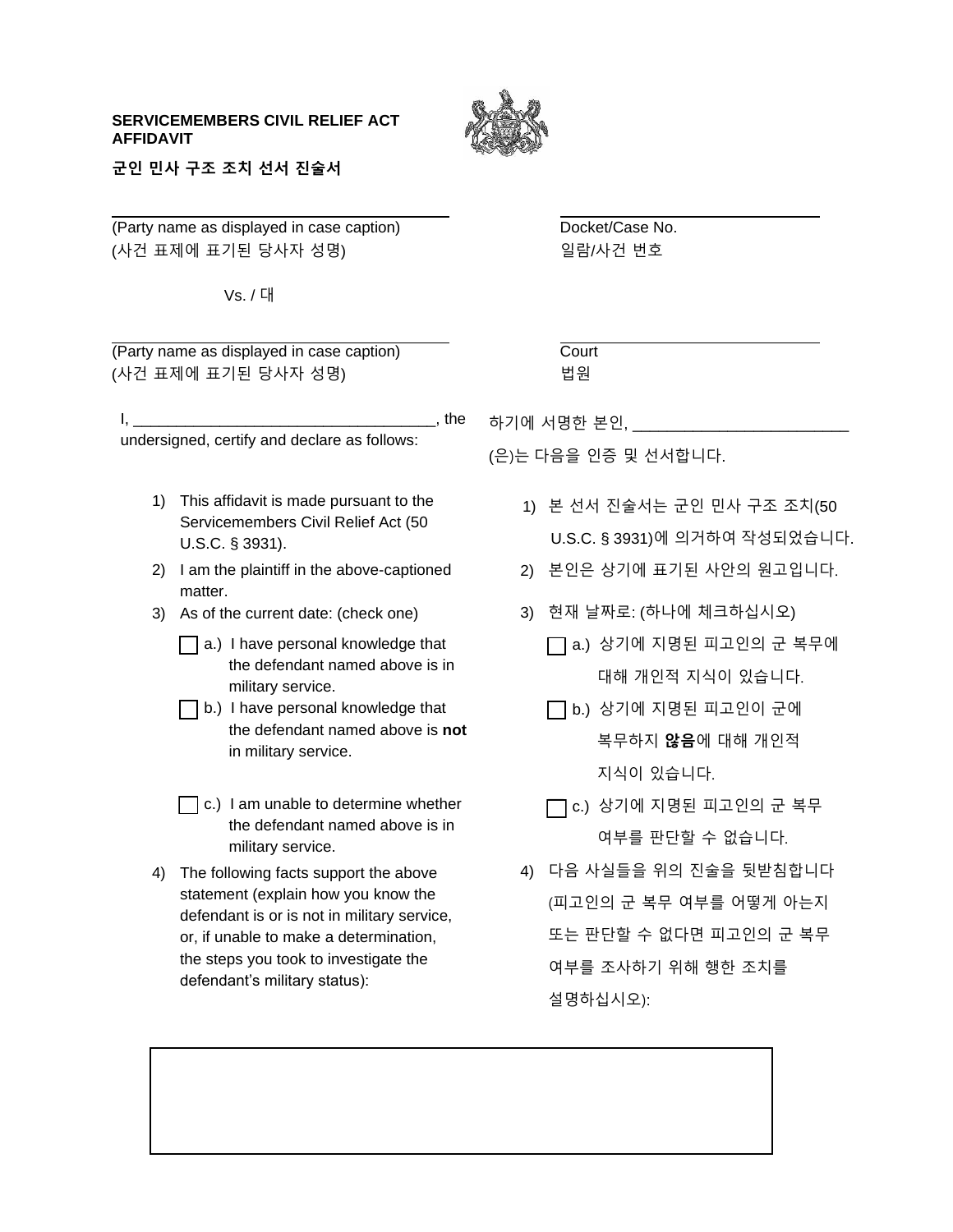**SERVICEMEMBERS CIVIL RELIEF ACT AFFIDAVIT**

**군인 민사 구조 조치 선서 진술서**

\_\_\_\_\_\_\_\_\_\_\_\_\_\_\_\_\_\_\_\_\_\_\_\_\_\_\_\_\_\_\_\_\_\_\_\_
(Party name as displayed in case caption)
(사건 표제에 표기된 당사자 성명)

Vs. / 대

\_\_\_\_\_\_\_\_\_\_\_\_\_\_\_\_\_\_\_\_\_\_\_\_\_\_\_\_\_\_\_\_\_\_\_\_
(Party name as displayed in case caption)
(사건 표제에 표기된 당사자 성명)

\_\_\_\_\_\_\_\_\_\_\_\_\_\_\_\_\_\_\_\_\_\_\_\_\_\_\_
Docket/Case No.
일람/사건 번호

\_\_\_\_\_\_\_\_\_\_\_\_\_\_\_\_\_\_\_\_\_\_\_\_\_\_\_
Court
법원

I, \_\_\_\_\_\_\_\_\_\_\_\_\_\_\_\_\_\_\_\_\_\_\_\_\_\_\_\_\_\_\_\_\_\_\_\_, the undersigned, certify and declare as follows:

하기에 서명한 본인, \_\_\_\_\_\_\_\_\_\_\_\_\_\_\_\_\_\_\_\_\_\_\_\_\_\_ (은)는 다음을 인증 및 선서합니다.

1) This affidavit is made pursuant to the Servicemembers Civil Relief Act (50 U.S.C. § 3931).
2) I am the plaintiff in the above-captioned matter.
3) As of the current date: (check one)
   - ☐ a.) I have personal knowledge that the defendant named above is in military service.
   - ☐ b.) I have personal knowledge that the defendant named above is **not** in military service.
   - ☐ c.) I am unable to determine whether the defendant named above is in military service.
4) The following facts support the above statement (explain how you know the defendant is or is not in military service, or, if unable to make a determination, the steps you took to investigate the defendant's military status):

1) 본 선서 진술서는 군인 민사 구조 조치(50 U.S.C. § 3931)에 의거하여 작성되었습니다.
2) 본인은 상기에 표기된 사안의 원고입니다.
3) 현재 날짜로: (하나에 체크하십시오)
   - ☐ a.) 상기에 지명된 피고인의 군 복무에 대해 개인적 지식이 있습니다.
   - ☐ b.) 상기에 지명된 피고인이 군에 복무하지 **않음**에 대해 개인적 지식이 있습니다.
   - ☐ c.) 상기에 지명된 피고인의 군 복무 여부를 판단할 수 없습니다.
4) 다음 사실들을 위의 진술을 뒷받침합니다 (피고인의 군 복무 여부를 어떻게 아는지 또는 판단할 수 없다면 피고인의 군 복무 여부를 조사하기 위해 행한 조치를 설명하십시오):

| |
|---|
| |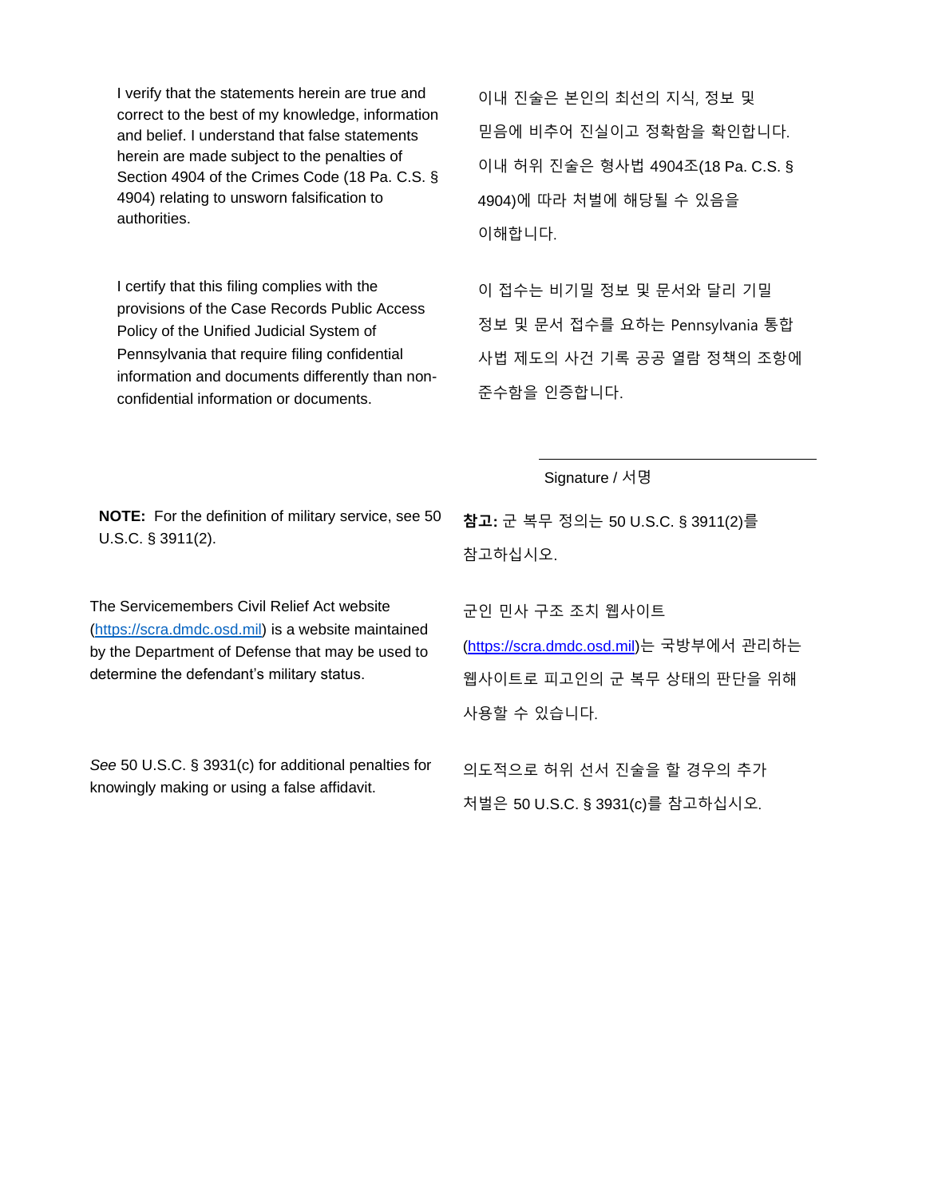I verify that the statements herein are true and correct to the best of my knowledge, information and belief. I understand that false statements herein are made subject to the penalties of Section 4904 of the Crimes Code (18 Pa. C.S. § 4904) relating to unsworn falsification to authorities.

이내 진술은 본인의 최선의 지식, 정보 및 믿음에 비추어 진실이고 정확함을 확인합니다. 이내 허위 진술은 형사법 4904조(18 Pa. C.S. § 4904)에 따라 처벌에 해당될 수 있음을 이해합니다.

I certify that this filing complies with the provisions of the Case Records Public Access Policy of the Unified Judicial System of Pennsylvania that require filing confidential information and documents differently than non-confidential information or documents.

이 접수는 비기밀 정보 및 문서와 달리 기밀 정보 및 문서 접수를 요하는 Pennsylvania 통합 사법 제도의 사건 기록 공공 열람 정책의 조항에 준수함을 인증합니다.

_______________________________

Signature / 서명

**NOTE:** For the definition of military service, see 50 U.S.C. § 3911(2).

**참고:** 군 복무 정의는 50 U.S.C. § 3911(2)를 참고하십시오.

The Servicemembers Civil Relief Act website (https://scra.dmdc.osd.mil) is a website maintained by the Department of Defense that may be used to determine the defendant's military status.

군인 민사 구조 조치 웹사이트 (https://scra.dmdc.osd.mil)는 국방부에서 관리하는 웹사이트로 피고인의 군 복무 상태의 판단을 위해 사용할 수 있습니다.

*See* 50 U.S.C. § 3931(c) for additional penalties for knowingly making or using a false affidavit.

의도적으로 허위 선서 진술을 할 경우의 추가 처벌은 50 U.S.C. § 3931(c)를 참고하십시오.